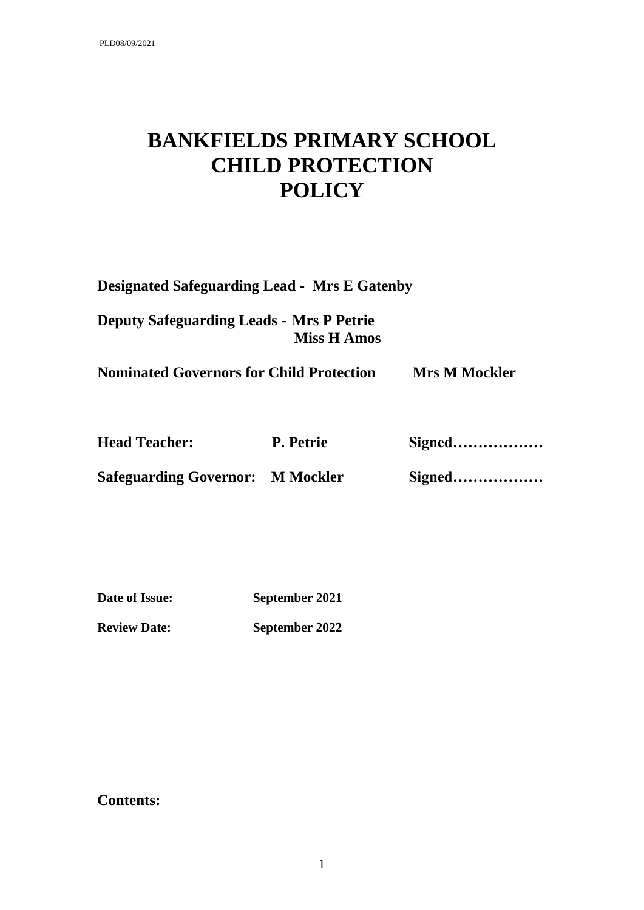# BANKFIELDS PRIMARY SCHOOL CHILD PROTECTION POLICY

**Designated Safeguarding Lead - Mrs E Gatenby**

**Deputy Safeguarding Leads - Mrs P Petrie**
**Miss H Amos**

**Nominated Governors for Child Protection Mrs M Mockler**

**Head Teacher: P. Petrie Signed………………**

**Safeguarding Governor: M Mockler Signed………………**

**Date of Issue: September 2021**

**Review Date: September 2022**

**Contents:**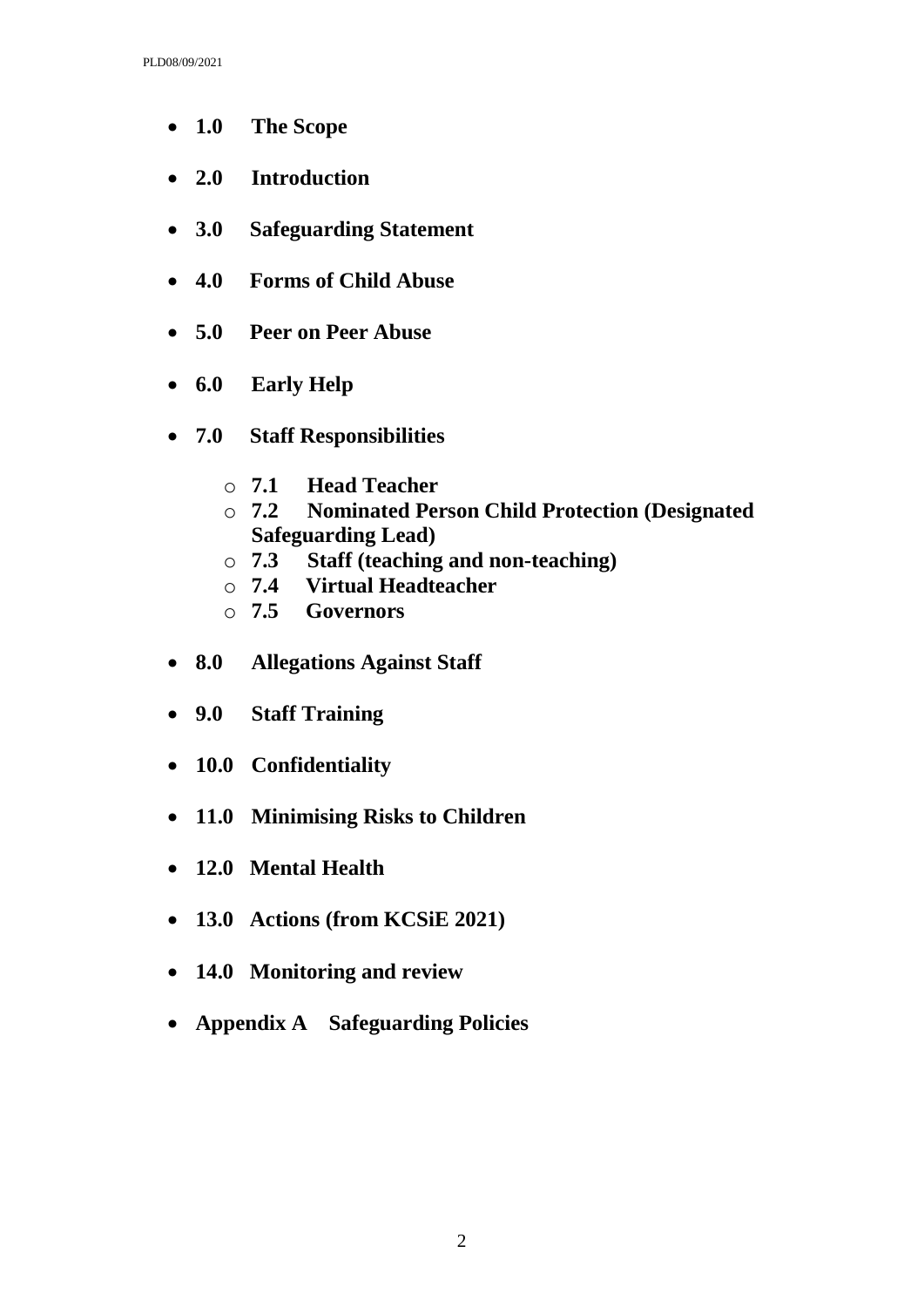- **1.0 The Scope**
- **2.0 Introduction**
- **3.0 Safeguarding Statement**
- **4.0 Forms of Child Abuse**
- **5.0 Peer on Peer Abuse**
- **6.0 Early Help**
- **7.0 Staff Responsibilities**
  - **7.1 Head Teacher**
  - **7.2 Nominated Person Child Protection (Designated Safeguarding Lead)**
  - **7.3 Staff (teaching and non-teaching)**
  - **7.4 Virtual Headteacher**
  - **7.5 Governors**
- **8.0 Allegations Against Staff**
- **9.0 Staff Training**
- **10.0 Confidentiality**
- **11.0 Minimising Risks to Children**
- **12.0 Mental Health**
- **13.0 Actions (from KCSiE 2021)**
- **14.0 Monitoring and review**
- **Appendix A Safeguarding Policies**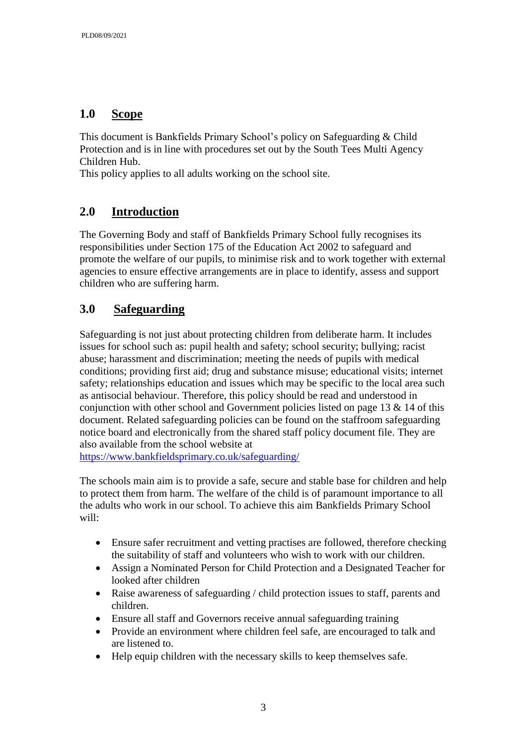## 1.0 Scope

This document is Bankfields Primary School's policy on Safeguarding & Child Protection and is in line with procedures set out by the South Tees Multi Agency Children Hub.
This policy applies to all adults working on the school site.

## 2.0 Introduction

The Governing Body and staff of Bankfields Primary School fully recognises its responsibilities under Section 175 of the Education Act 2002 to safeguard and promote the welfare of our pupils, to minimise risk and to work together with external agencies to ensure effective arrangements are in place to identify, assess and support children who are suffering harm.

## 3.0 Safeguarding

Safeguarding is not just about protecting children from deliberate harm. It includes issues for school such as: pupil health and safety; school security; bullying; racist abuse; harassment and discrimination; meeting the needs of pupils with medical conditions; providing first aid; drug and substance misuse; educational visits; internet safety; relationships education and issues which may be specific to the local area such as antisocial behaviour. Therefore, this policy should be read and understood in conjunction with other school and Government policies listed on page 13 & 14 of this document. Related safeguarding policies can be found on the staffroom safeguarding notice board and electronically from the shared staff policy document file. They are also available from the school website at
https://www.bankfieldsprimary.co.uk/safeguarding/

The schools main aim is to provide a safe, secure and stable base for children and help to protect them from harm. The welfare of the child is of paramount importance to all the adults who work in our school. To achieve this aim Bankfields Primary School will:

- Ensure safer recruitment and vetting practises are followed, therefore checking the suitability of staff and volunteers who wish to work with our children.
- Assign a Nominated Person for Child Protection and a Designated Teacher for looked after children
- Raise awareness of safeguarding / child protection issues to staff, parents and children.
- Ensure all staff and Governors receive annual safeguarding training
- Provide an environment where children feel safe, are encouraged to talk and are listened to.
- Help equip children with the necessary skills to keep themselves safe.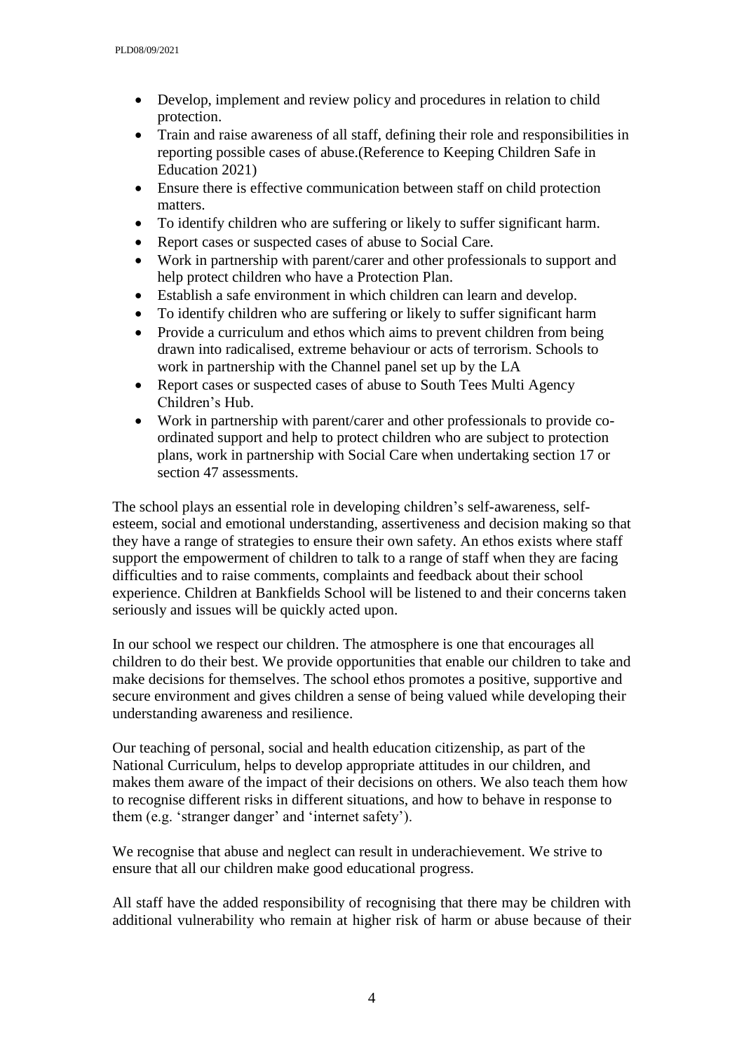- Develop, implement and review policy and procedures in relation to child protection.
- Train and raise awareness of all staff, defining their role and responsibilities in reporting possible cases of abuse.(Reference to Keeping Children Safe in Education 2021)
- Ensure there is effective communication between staff on child protection matters.
- To identify children who are suffering or likely to suffer significant harm.
- Report cases or suspected cases of abuse to Social Care.
- Work in partnership with parent/carer and other professionals to support and help protect children who have a Protection Plan.
- Establish a safe environment in which children can learn and develop.
- To identify children who are suffering or likely to suffer significant harm
- Provide a curriculum and ethos which aims to prevent children from being drawn into radicalised, extreme behaviour or acts of terrorism. Schools to work in partnership with the Channel panel set up by the LA
- Report cases or suspected cases of abuse to South Tees Multi Agency Children's Hub.
- Work in partnership with parent/carer and other professionals to provide co-ordinated support and help to protect children who are subject to protection plans, work in partnership with Social Care when undertaking section 17 or section 47 assessments.

The school plays an essential role in developing children's self-awareness, self-esteem, social and emotional understanding, assertiveness and decision making so that they have a range of strategies to ensure their own safety. An ethos exists where staff support the empowerment of children to talk to a range of staff when they are facing difficulties and to raise comments, complaints and feedback about their school experience. Children at Bankfields School will be listened to and their concerns taken seriously and issues will be quickly acted upon.

In our school we respect our children. The atmosphere is one that encourages all children to do their best. We provide opportunities that enable our children to take and make decisions for themselves. The school ethos promotes a positive, supportive and secure environment and gives children a sense of being valued while developing their understanding awareness and resilience.

Our teaching of personal, social and health education citizenship, as part of the National Curriculum, helps to develop appropriate attitudes in our children, and makes them aware of the impact of their decisions on others. We also teach them how to recognise different risks in different situations, and how to behave in response to them (e.g. 'stranger danger' and 'internet safety').

We recognise that abuse and neglect can result in underachievement. We strive to ensure that all our children make good educational progress.

All staff have the added responsibility of recognising that there may be children with additional vulnerability who remain at higher risk of harm or abuse because of their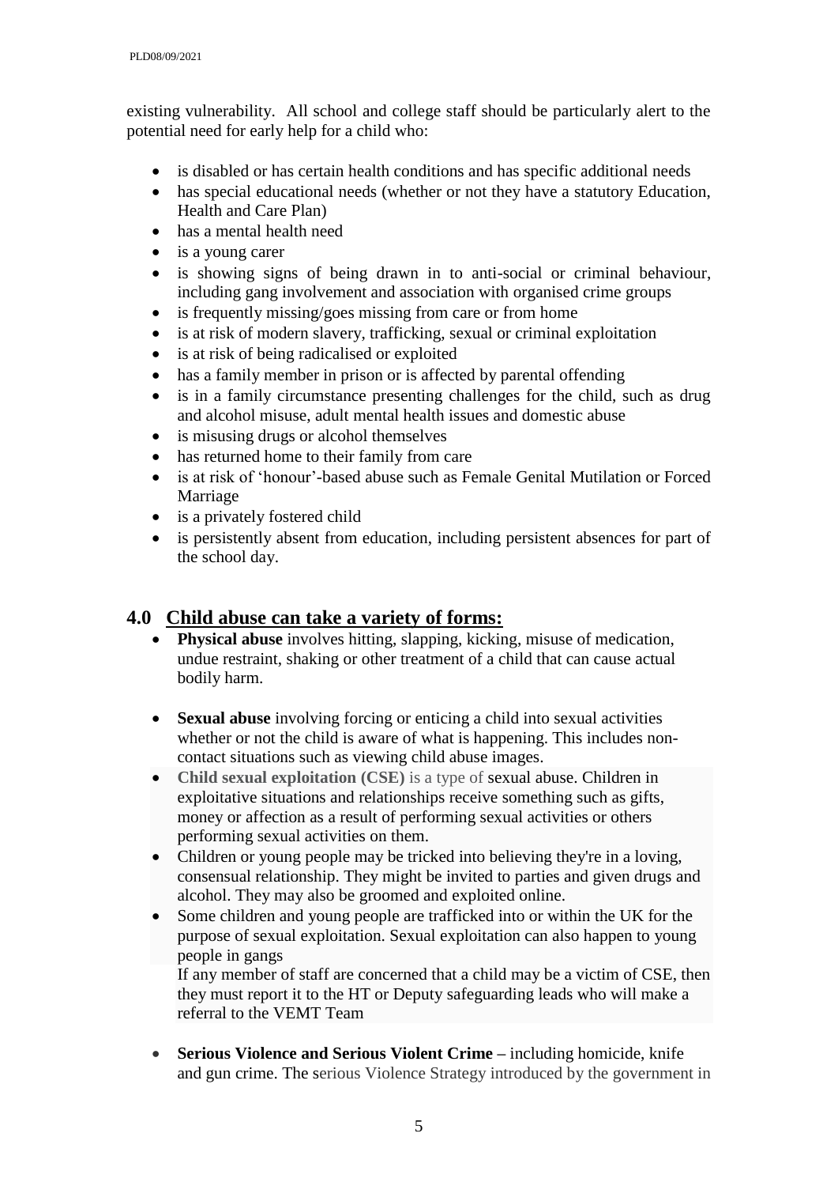existing vulnerability. All school and college staff should be particularly alert to the potential need for early help for a child who:

- is disabled or has certain health conditions and has specific additional needs
- has special educational needs (whether or not they have a statutory Education, Health and Care Plan)
- has a mental health need
- is a young carer
- is showing signs of being drawn in to anti-social or criminal behaviour, including gang involvement and association with organised crime groups
- is frequently missing/goes missing from care or from home
- is at risk of modern slavery, trafficking, sexual or criminal exploitation
- is at risk of being radicalised or exploited
- has a family member in prison or is affected by parental offending
- is in a family circumstance presenting challenges for the child, such as drug and alcohol misuse, adult mental health issues and domestic abuse
- is misusing drugs or alcohol themselves
- has returned home to their family from care
- is at risk of 'honour'-based abuse such as Female Genital Mutilation or Forced Marriage
- is a privately fostered child
- is persistently absent from education, including persistent absences for part of the school day.

## 4.0 Child abuse can take a variety of forms:

- **Physical abuse** involves hitting, slapping, kicking, misuse of medication, undue restraint, shaking or other treatment of a child that can cause actual bodily harm.

- **Sexual abuse** involving forcing or enticing a child into sexual activities whether or not the child is aware of what is happening. This includes non-contact situations such as viewing child abuse images.
- **Child sexual exploitation (CSE)** is a type of sexual abuse. Children in exploitative situations and relationships receive something such as gifts, money or affection as a result of performing sexual activities or others performing sexual activities on them.
- Children or young people may be tricked into believing they're in a loving, consensual relationship. They might be invited to parties and given drugs and alcohol. They may also be groomed and exploited online.
- Some children and young people are trafficked into or within the UK for the purpose of sexual exploitation. Sexual exploitation can also happen to young people in gangs

  If any member of staff are concerned that a child may be a victim of CSE, then they must report it to the HT or Deputy safeguarding leads who will make a referral to the VEMT Team

- **Serious Violence and Serious Violent Crime –** including homicide, knife and gun crime. The serious Violence Strategy introduced by the government in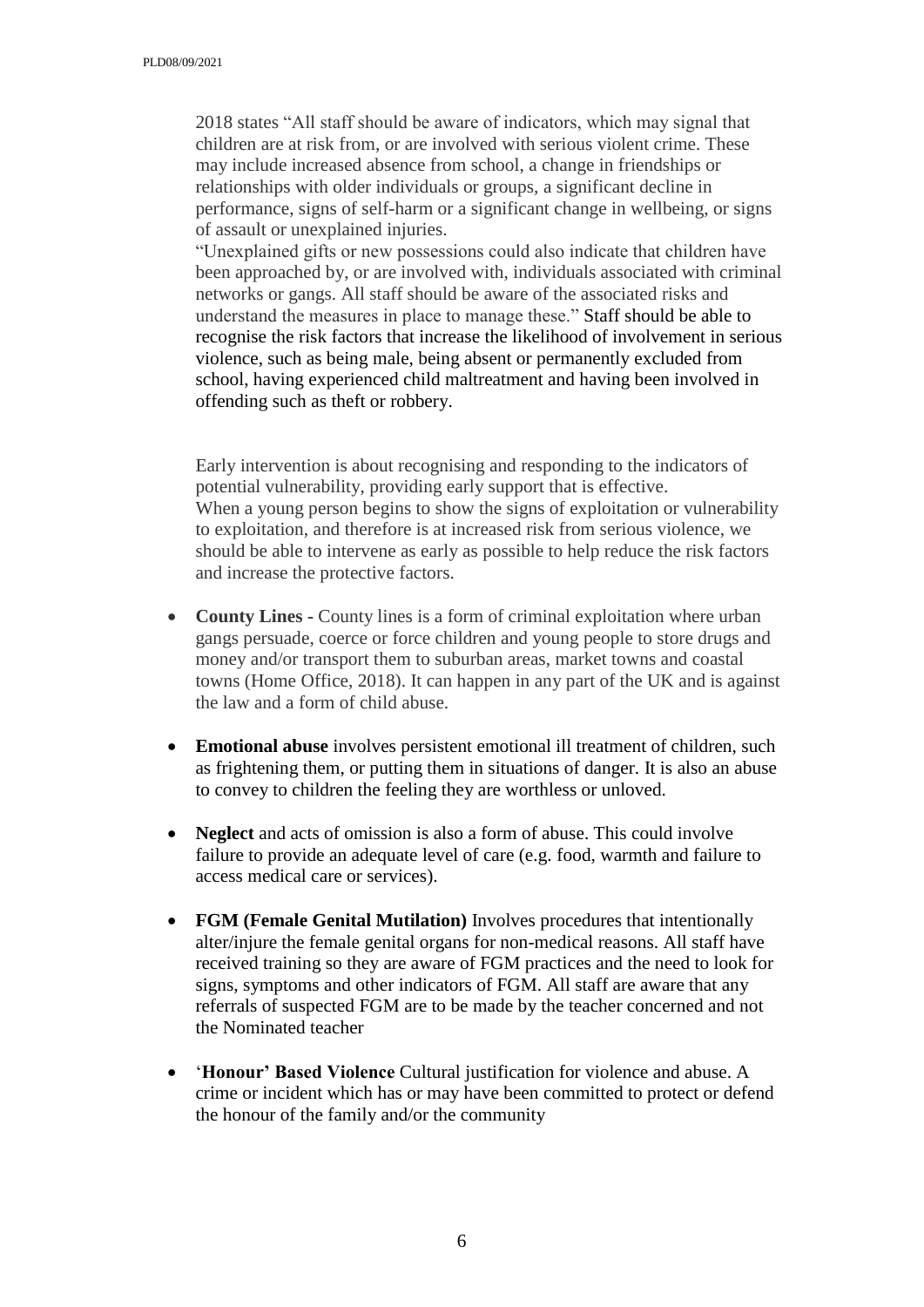2018 states "All staff should be aware of indicators, which may signal that children are at risk from, or are involved with serious violent crime. These may include increased absence from school, a change in friendships or relationships with older individuals or groups, a significant decline in performance, signs of self-harm or a significant change in wellbeing, or signs of assault or unexplained injuries.

"Unexplained gifts or new possessions could also indicate that children have been approached by, or are involved with, individuals associated with criminal networks or gangs. All staff should be aware of the associated risks and understand the measures in place to manage these." Staff should be able to recognise the risk factors that increase the likelihood of involvement in serious violence, such as being male, being absent or permanently excluded from school, having experienced child maltreatment and having been involved in offending such as theft or robbery.

Early intervention is about recognising and responding to the indicators of potential vulnerability, providing early support that is effective.
When a young person begins to show the signs of exploitation or vulnerability to exploitation, and therefore is at increased risk from serious violence, we should be able to intervene as early as possible to help reduce the risk factors and increase the protective factors.

- **County Lines** - County lines is a form of criminal exploitation where urban gangs persuade, coerce or force children and young people to store drugs and money and/or transport them to suburban areas, market towns and coastal towns (Home Office, 2018). It can happen in any part of the UK and is against the law and a form of child abuse.

- **Emotional abuse** involves persistent emotional ill treatment of children, such as frightening them, or putting them in situations of danger. It is also an abuse to convey to children the feeling they are worthless or unloved.

- **Neglect** and acts of omission is also a form of abuse. This could involve failure to provide an adequate level of care (e.g. food, warmth and failure to access medical care or services).

- **FGM (Female Genital Mutilation)** Involves procedures that intentionally alter/injure the female genital organs for non-medical reasons. All staff have received training so they are aware of FGM practices and the need to look for signs, symptoms and other indicators of FGM. All staff are aware that any referrals of suspected FGM are to be made by the teacher concerned and not the Nominated teacher

- '**Honour' Based Violence** Cultural justification for violence and abuse. A crime or incident which has or may have been committed to protect or defend the honour of the family and/or the community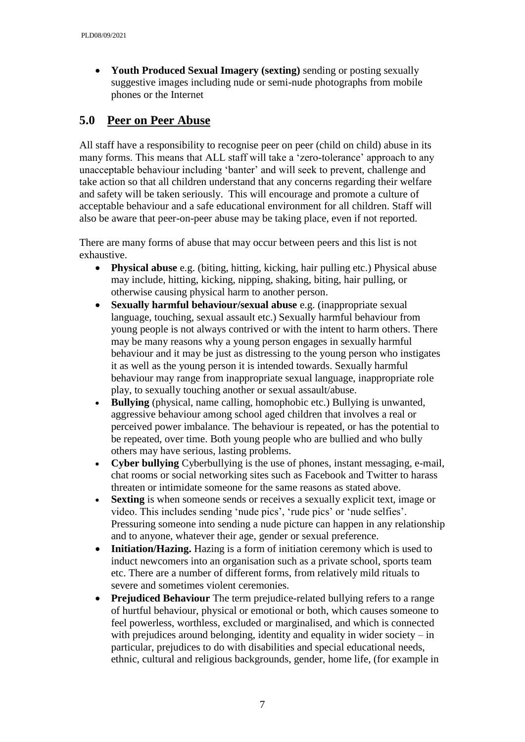- **Youth Produced Sexual Imagery (sexting)** sending or posting sexually suggestive images including nude or semi-nude photographs from mobile phones or the Internet

## 5.0 Peer on Peer Abuse

All staff have a responsibility to recognise peer on peer (child on child) abuse in its many forms. This means that ALL staff will take a 'zero-tolerance' approach to any unacceptable behaviour including 'banter' and will seek to prevent, challenge and take action so that all children understand that any concerns regarding their welfare and safety will be taken seriously. This will encourage and promote a culture of acceptable behaviour and a safe educational environment for all children. Staff will also be aware that peer-on-peer abuse may be taking place, even if not reported.

There are many forms of abuse that may occur between peers and this list is not exhaustive.

- **Physical abuse** e.g. (biting, hitting, kicking, hair pulling etc.) Physical abuse may include, hitting, kicking, nipping, shaking, biting, hair pulling, or otherwise causing physical harm to another person.
- **Sexually harmful behaviour/sexual abuse** e.g. (inappropriate sexual language, touching, sexual assault etc.) Sexually harmful behaviour from young people is not always contrived or with the intent to harm others. There may be many reasons why a young person engages in sexually harmful behaviour and it may be just as distressing to the young person who instigates it as well as the young person it is intended towards. Sexually harmful behaviour may range from inappropriate sexual language, inappropriate role play, to sexually touching another or sexual assault/abuse.
- **Bullying** (physical, name calling, homophobic etc.) Bullying is unwanted, aggressive behaviour among school aged children that involves a real or perceived power imbalance. The behaviour is repeated, or has the potential to be repeated, over time. Both young people who are bullied and who bully others may have serious, lasting problems.
- **Cyber bullying** Cyberbullying is the use of phones, instant messaging, e-mail, chat rooms or social networking sites such as Facebook and Twitter to harass threaten or intimidate someone for the same reasons as stated above.
- **Sexting** is when someone sends or receives a sexually explicit text, image or video. This includes sending 'nude pics', 'rude pics' or 'nude selfies'. Pressuring someone into sending a nude picture can happen in any relationship and to anyone, whatever their age, gender or sexual preference.
- **Initiation/Hazing.** Hazing is a form of initiation ceremony which is used to induct newcomers into an organisation such as a private school, sports team etc. There are a number of different forms, from relatively mild rituals to severe and sometimes violent ceremonies.
- **Prejudiced Behaviour** The term prejudice-related bullying refers to a range of hurtful behaviour, physical or emotional or both, which causes someone to feel powerless, worthless, excluded or marginalised, and which is connected with prejudices around belonging, identity and equality in wider society – in particular, prejudices to do with disabilities and special educational needs, ethnic, cultural and religious backgrounds, gender, home life, (for example in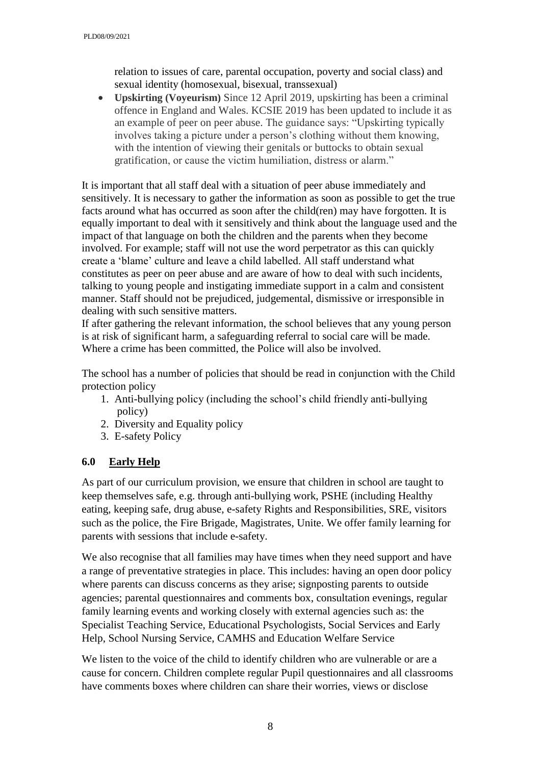relation to issues of care, parental occupation, poverty and social class) and sexual identity (homosexual, bisexual, transsexual)

- **Upskirting (Voyeurism)** Since 12 April 2019, upskirting has been a criminal offence in England and Wales. KCSIE 2019 has been updated to include it as an example of peer on peer abuse. The guidance says: "Upskirting typically involves taking a picture under a person's clothing without them knowing, with the intention of viewing their genitals or buttocks to obtain sexual gratification, or cause the victim humiliation, distress or alarm."

It is important that all staff deal with a situation of peer abuse immediately and sensitively. It is necessary to gather the information as soon as possible to get the true facts around what has occurred as soon after the child(ren) may have forgotten. It is equally important to deal with it sensitively and think about the language used and the impact of that language on both the children and the parents when they become involved. For example; staff will not use the word perpetrator as this can quickly create a 'blame' culture and leave a child labelled. All staff understand what constitutes as peer on peer abuse and are aware of how to deal with such incidents, talking to young people and instigating immediate support in a calm and consistent manner. Staff should not be prejudiced, judgemental, dismissive or irresponsible in dealing with such sensitive matters.

If after gathering the relevant information, the school believes that any young person is at risk of significant harm, a safeguarding referral to social care will be made. Where a crime has been committed, the Police will also be involved.

The school has a number of policies that should be read in conjunction with the Child protection policy

1. Anti-bullying policy (including the school's child friendly anti-bullying policy)
2. Diversity and Equality policy
3. E-safety Policy

## 6.0 Early Help

As part of our curriculum provision, we ensure that children in school are taught to keep themselves safe, e.g. through anti-bullying work, PSHE (including Healthy eating, keeping safe, drug abuse, e-safety Rights and Responsibilities, SRE, visitors such as the police, the Fire Brigade, Magistrates, Unite. We offer family learning for parents with sessions that include e-safety.

We also recognise that all families may have times when they need support and have a range of preventative strategies in place. This includes: having an open door policy where parents can discuss concerns as they arise; signposting parents to outside agencies; parental questionnaires and comments box, consultation evenings, regular family learning events and working closely with external agencies such as: the Specialist Teaching Service, Educational Psychologists, Social Services and Early Help, School Nursing Service, CAMHS and Education Welfare Service

We listen to the voice of the child to identify children who are vulnerable or are a cause for concern. Children complete regular Pupil questionnaires and all classrooms have comments boxes where children can share their worries, views or disclose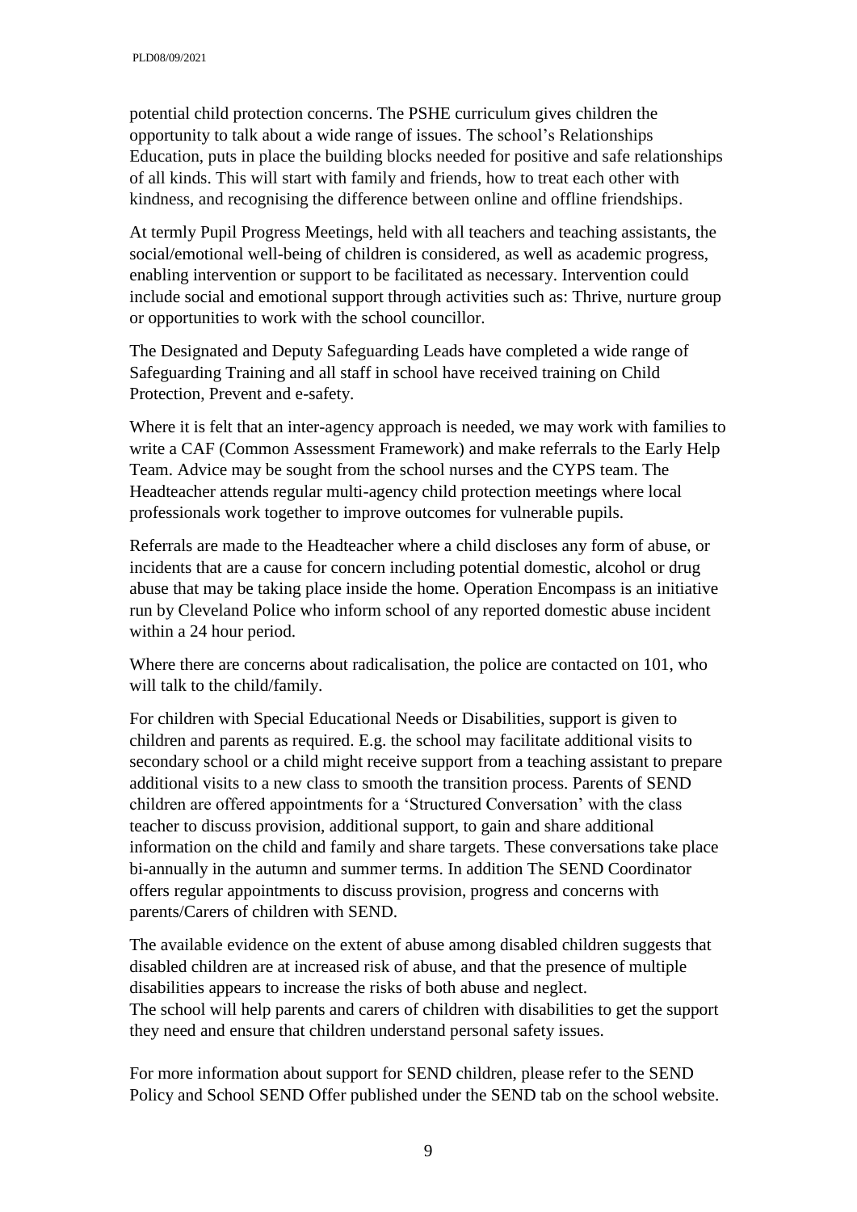potential child protection concerns. The PSHE curriculum gives children the opportunity to talk about a wide range of issues. The school's Relationships Education, puts in place the building blocks needed for positive and safe relationships of all kinds. This will start with family and friends, how to treat each other with kindness, and recognising the difference between online and offline friendships.

At termly Pupil Progress Meetings, held with all teachers and teaching assistants, the social/emotional well-being of children is considered, as well as academic progress, enabling intervention or support to be facilitated as necessary. Intervention could include social and emotional support through activities such as: Thrive, nurture group or opportunities to work with the school councillor.

The Designated and Deputy Safeguarding Leads have completed a wide range of Safeguarding Training and all staff in school have received training on Child Protection, Prevent and e-safety.

Where it is felt that an inter-agency approach is needed, we may work with families to write a CAF (Common Assessment Framework) and make referrals to the Early Help Team. Advice may be sought from the school nurses and the CYPS team. The Headteacher attends regular multi-agency child protection meetings where local professionals work together to improve outcomes for vulnerable pupils.

Referrals are made to the Headteacher where a child discloses any form of abuse, or incidents that are a cause for concern including potential domestic, alcohol or drug abuse that may be taking place inside the home. Operation Encompass is an initiative run by Cleveland Police who inform school of any reported domestic abuse incident within a 24 hour period.

Where there are concerns about radicalisation, the police are contacted on 101, who will talk to the child/family.

For children with Special Educational Needs or Disabilities, support is given to children and parents as required. E.g. the school may facilitate additional visits to secondary school or a child might receive support from a teaching assistant to prepare additional visits to a new class to smooth the transition process. Parents of SEND children are offered appointments for a 'Structured Conversation' with the class teacher to discuss provision, additional support, to gain and share additional information on the child and family and share targets. These conversations take place bi-annually in the autumn and summer terms. In addition The SEND Coordinator offers regular appointments to discuss provision, progress and concerns with parents/Carers of children with SEND.

The available evidence on the extent of abuse among disabled children suggests that disabled children are at increased risk of abuse, and that the presence of multiple disabilities appears to increase the risks of both abuse and neglect.
The school will help parents and carers of children with disabilities to get the support they need and ensure that children understand personal safety issues.

For more information about support for SEND children, please refer to the SEND Policy and School SEND Offer published under the SEND tab on the school website.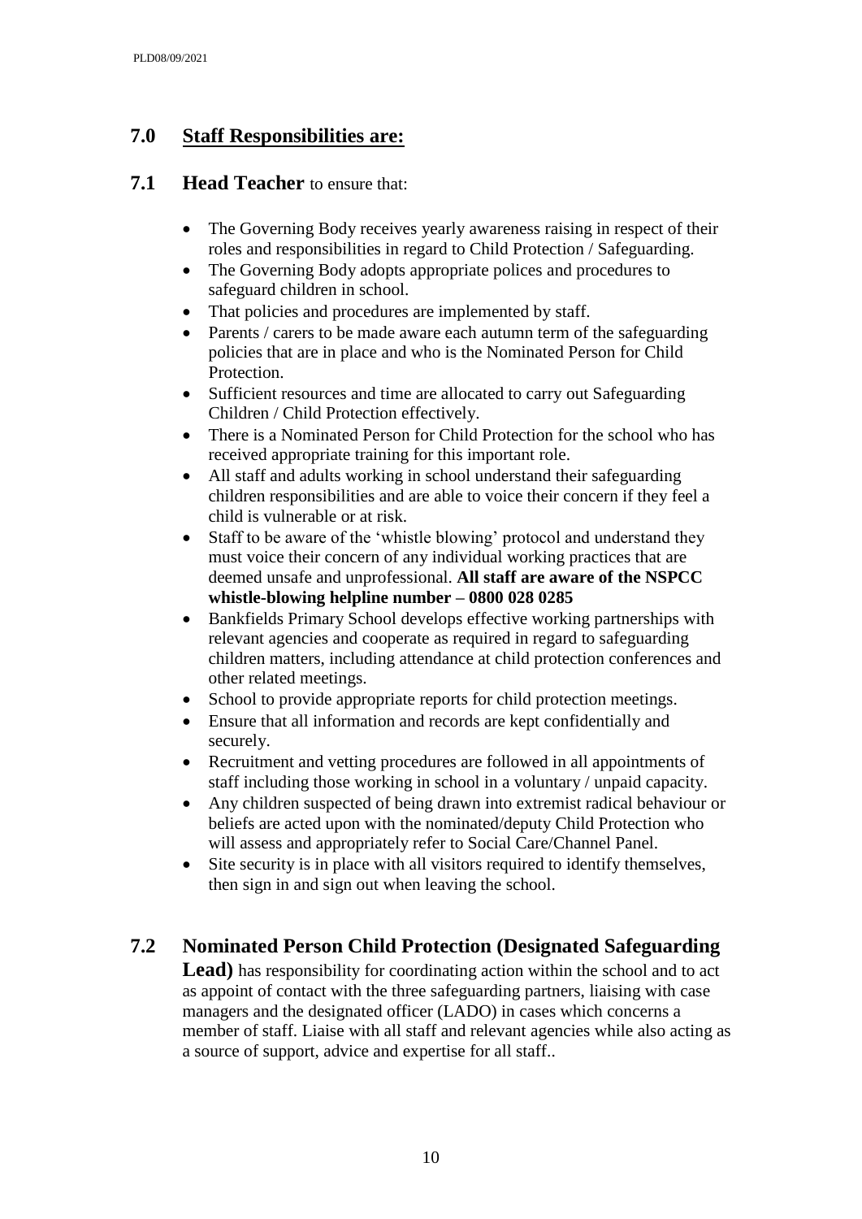## 7.0 Staff Responsibilities are:

### 7.1 Head Teacher to ensure that:

- The Governing Body receives yearly awareness raising in respect of their roles and responsibilities in regard to Child Protection / Safeguarding.
- The Governing Body adopts appropriate polices and procedures to safeguard children in school.
- That policies and procedures are implemented by staff.
- Parents / carers to be made aware each autumn term of the safeguarding policies that are in place and who is the Nominated Person for Child Protection.
- Sufficient resources and time are allocated to carry out Safeguarding Children / Child Protection effectively.
- There is a Nominated Person for Child Protection for the school who has received appropriate training for this important role.
- All staff and adults working in school understand their safeguarding children responsibilities and are able to voice their concern if they feel a child is vulnerable or at risk.
- Staff to be aware of the 'whistle blowing' protocol and understand they must voice their concern of any individual working practices that are deemed unsafe and unprofessional. **All staff are aware of the NSPCC whistle-blowing helpline number – 0800 028 0285**
- Bankfields Primary School develops effective working partnerships with relevant agencies and cooperate as required in regard to safeguarding children matters, including attendance at child protection conferences and other related meetings.
- School to provide appropriate reports for child protection meetings.
- Ensure that all information and records are kept confidentially and securely.
- Recruitment and vetting procedures are followed in all appointments of staff including those working in school in a voluntary / unpaid capacity.
- Any children suspected of being drawn into extremist radical behaviour or beliefs are acted upon with the nominated/deputy Child Protection who will assess and appropriately refer to Social Care/Channel Panel.
- Site security is in place with all visitors required to identify themselves, then sign in and sign out when leaving the school.

### 7.2 Nominated Person Child Protection (Designated Safeguarding Lead)

**Lead)** has responsibility for coordinating action within the school and to act as appoint of contact with the three safeguarding partners, liaising with case managers and the designated officer (LADO) in cases which concerns a member of staff. Liaise with all staff and relevant agencies while also acting as a source of support, advice and expertise for all staff..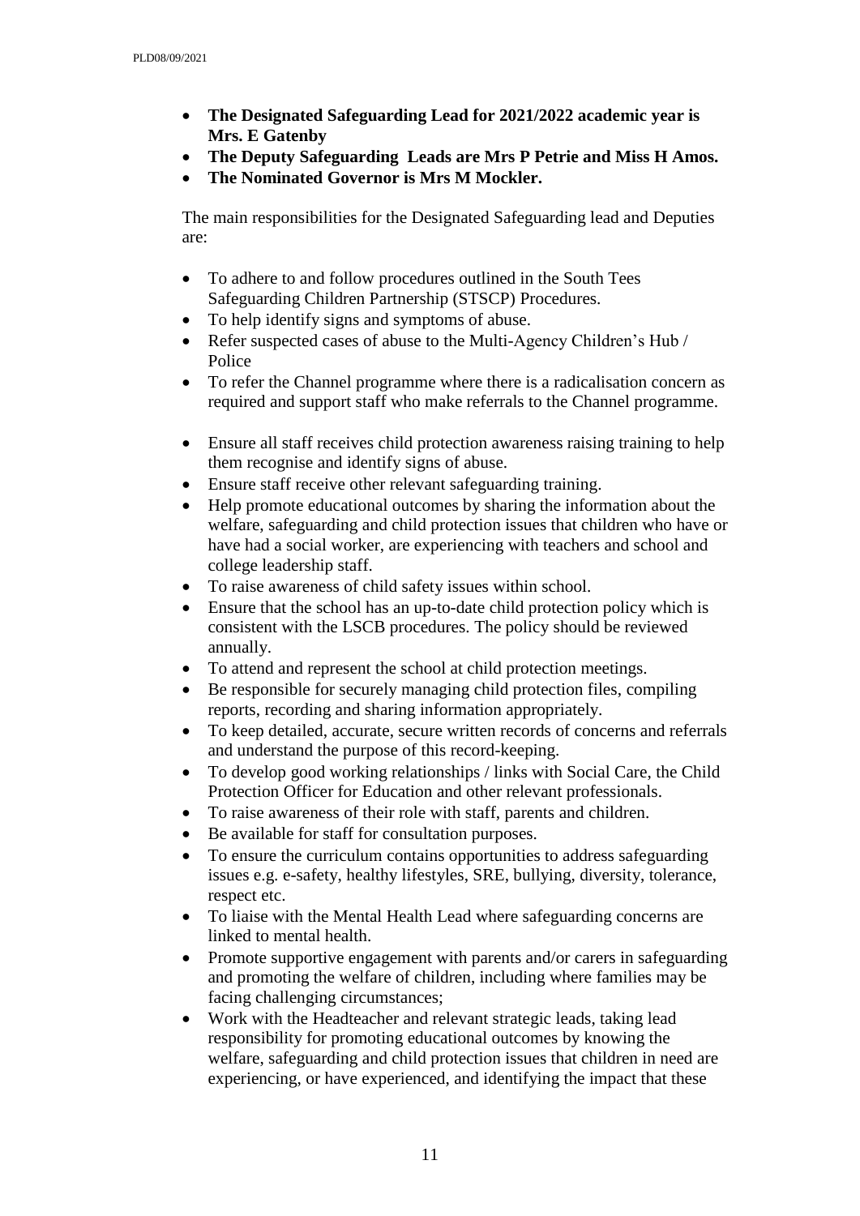- **The Designated Safeguarding Lead for 2021/2022 academic year is Mrs. E Gatenby**
- **The Deputy Safeguarding Leads are Mrs P Petrie and Miss H Amos.**
- **The Nominated Governor is Mrs M Mockler.**

The main responsibilities for the Designated Safeguarding lead and Deputies are:

- To adhere to and follow procedures outlined in the South Tees Safeguarding Children Partnership (STSCP) Procedures.
- To help identify signs and symptoms of abuse.
- Refer suspected cases of abuse to the Multi-Agency Children's Hub / Police
- To refer the Channel programme where there is a radicalisation concern as required and support staff who make referrals to the Channel programme.
- Ensure all staff receives child protection awareness raising training to help them recognise and identify signs of abuse.
- Ensure staff receive other relevant safeguarding training.
- Help promote educational outcomes by sharing the information about the welfare, safeguarding and child protection issues that children who have or have had a social worker, are experiencing with teachers and school and college leadership staff.
- To raise awareness of child safety issues within school.
- Ensure that the school has an up-to-date child protection policy which is consistent with the LSCB procedures. The policy should be reviewed annually.
- To attend and represent the school at child protection meetings.
- Be responsible for securely managing child protection files, compiling reports, recording and sharing information appropriately.
- To keep detailed, accurate, secure written records of concerns and referrals and understand the purpose of this record-keeping.
- To develop good working relationships / links with Social Care, the Child Protection Officer for Education and other relevant professionals.
- To raise awareness of their role with staff, parents and children.
- Be available for staff for consultation purposes.
- To ensure the curriculum contains opportunities to address safeguarding issues e.g. e-safety, healthy lifestyles, SRE, bullying, diversity, tolerance, respect etc.
- To liaise with the Mental Health Lead where safeguarding concerns are linked to mental health.
- Promote supportive engagement with parents and/or carers in safeguarding and promoting the welfare of children, including where families may be facing challenging circumstances;
- Work with the Headteacher and relevant strategic leads, taking lead responsibility for promoting educational outcomes by knowing the welfare, safeguarding and child protection issues that children in need are experiencing, or have experienced, and identifying the impact that these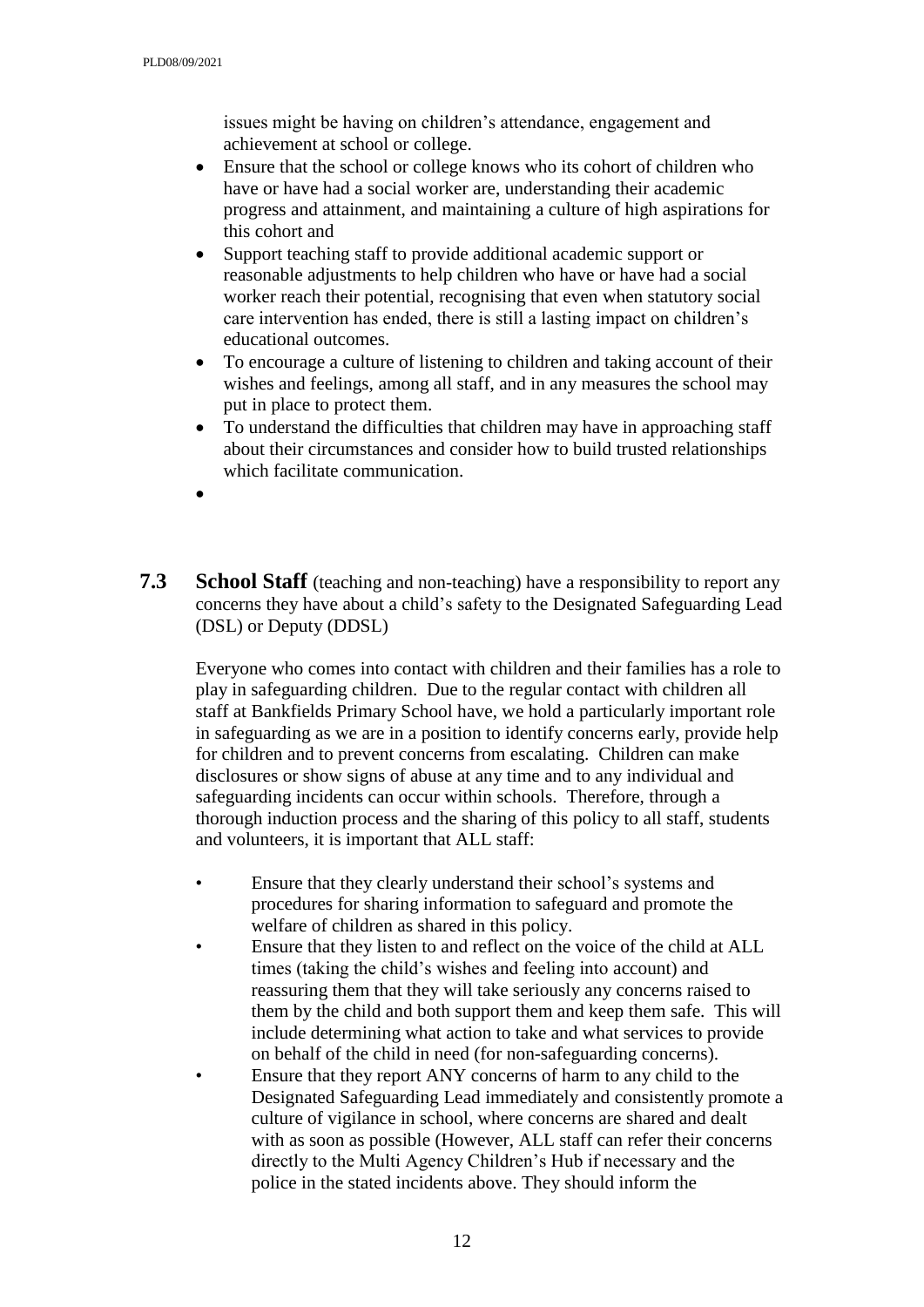issues might be having on children's attendance, engagement and achievement at school or college.

- Ensure that the school or college knows who its cohort of children who have or have had a social worker are, understanding their academic progress and attainment, and maintaining a culture of high aspirations for this cohort and
- Support teaching staff to provide additional academic support or reasonable adjustments to help children who have or have had a social worker reach their potential, recognising that even when statutory social care intervention has ended, there is still a lasting impact on children's educational outcomes.
- To encourage a culture of listening to children and taking account of their wishes and feelings, among all staff, and in any measures the school may put in place to protect them.
- To understand the difficulties that children may have in approaching staff about their circumstances and consider how to build trusted relationships which facilitate communication.
- 

**7.3 School Staff** (teaching and non-teaching) have a responsibility to report any concerns they have about a child's safety to the Designated Safeguarding Lead (DSL) or Deputy (DDSL)

Everyone who comes into contact with children and their families has a role to play in safeguarding children. Due to the regular contact with children all staff at Bankfields Primary School have, we hold a particularly important role in safeguarding as we are in a position to identify concerns early, provide help for children and to prevent concerns from escalating. Children can make disclosures or show signs of abuse at any time and to any individual and safeguarding incidents can occur within schools. Therefore, through a thorough induction process and the sharing of this policy to all staff, students and volunteers, it is important that ALL staff:

- Ensure that they clearly understand their school's systems and procedures for sharing information to safeguard and promote the welfare of children as shared in this policy.
- Ensure that they listen to and reflect on the voice of the child at ALL times (taking the child's wishes and feeling into account) and reassuring them that they will take seriously any concerns raised to them by the child and both support them and keep them safe. This will include determining what action to take and what services to provide on behalf of the child in need (for non-safeguarding concerns).
- Ensure that they report ANY concerns of harm to any child to the Designated Safeguarding Lead immediately and consistently promote a culture of vigilance in school, where concerns are shared and dealt with as soon as possible (However, ALL staff can refer their concerns directly to the Multi Agency Children's Hub if necessary and the police in the stated incidents above. They should inform the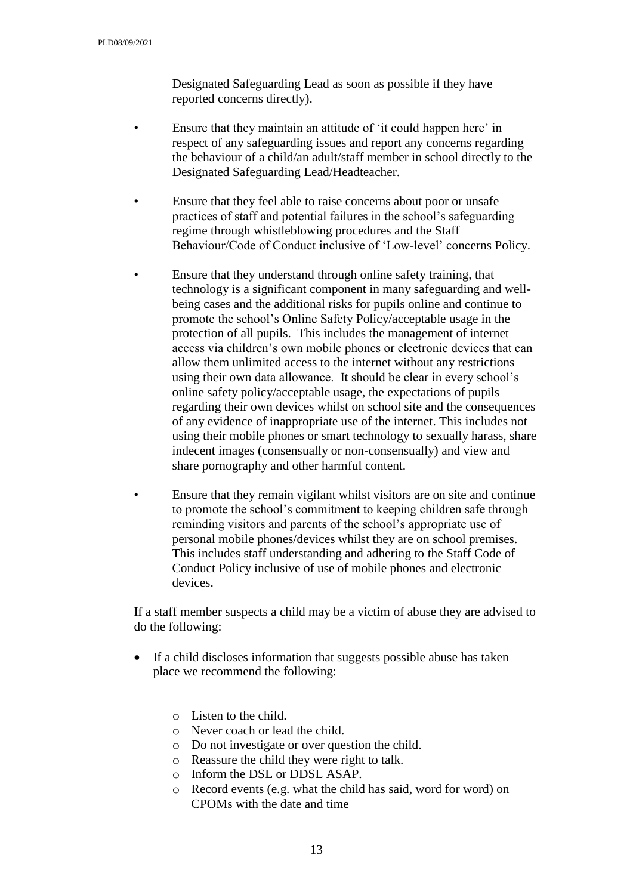Designated Safeguarding Lead as soon as possible if they have reported concerns directly).

- Ensure that they maintain an attitude of 'it could happen here' in respect of any safeguarding issues and report any concerns regarding the behaviour of a child/an adult/staff member in school directly to the Designated Safeguarding Lead/Headteacher.

- Ensure that they feel able to raise concerns about poor or unsafe practices of staff and potential failures in the school's safeguarding regime through whistleblowing procedures and the Staff Behaviour/Code of Conduct inclusive of 'Low-level' concerns Policy.

- Ensure that they understand through online safety training, that technology is a significant component in many safeguarding and well-being cases and the additional risks for pupils online and continue to promote the school's Online Safety Policy/acceptable usage in the protection of all pupils. This includes the management of internet access via children's own mobile phones or electronic devices that can allow them unlimited access to the internet without any restrictions using their own data allowance. It should be clear in every school's online safety policy/acceptable usage, the expectations of pupils regarding their own devices whilst on school site and the consequences of any evidence of inappropriate use of the internet. This includes not using their mobile phones or smart technology to sexually harass, share indecent images (consensually or non-consensually) and view and share pornography and other harmful content.

- Ensure that they remain vigilant whilst visitors are on site and continue to promote the school's commitment to keeping children safe through reminding visitors and parents of the school's appropriate use of personal mobile phones/devices whilst they are on school premises. This includes staff understanding and adhering to the Staff Code of Conduct Policy inclusive of use of mobile phones and electronic devices.

If a staff member suspects a child may be a victim of abuse they are advised to do the following:

- If a child discloses information that suggests possible abuse has taken place we recommend the following:
  - Listen to the child.
  - Never coach or lead the child.
  - Do not investigate or over question the child.
  - Reassure the child they were right to talk.
  - Inform the DSL or DDSL ASAP.
  - Record events (e.g. what the child has said, word for word) on CPOMs with the date and time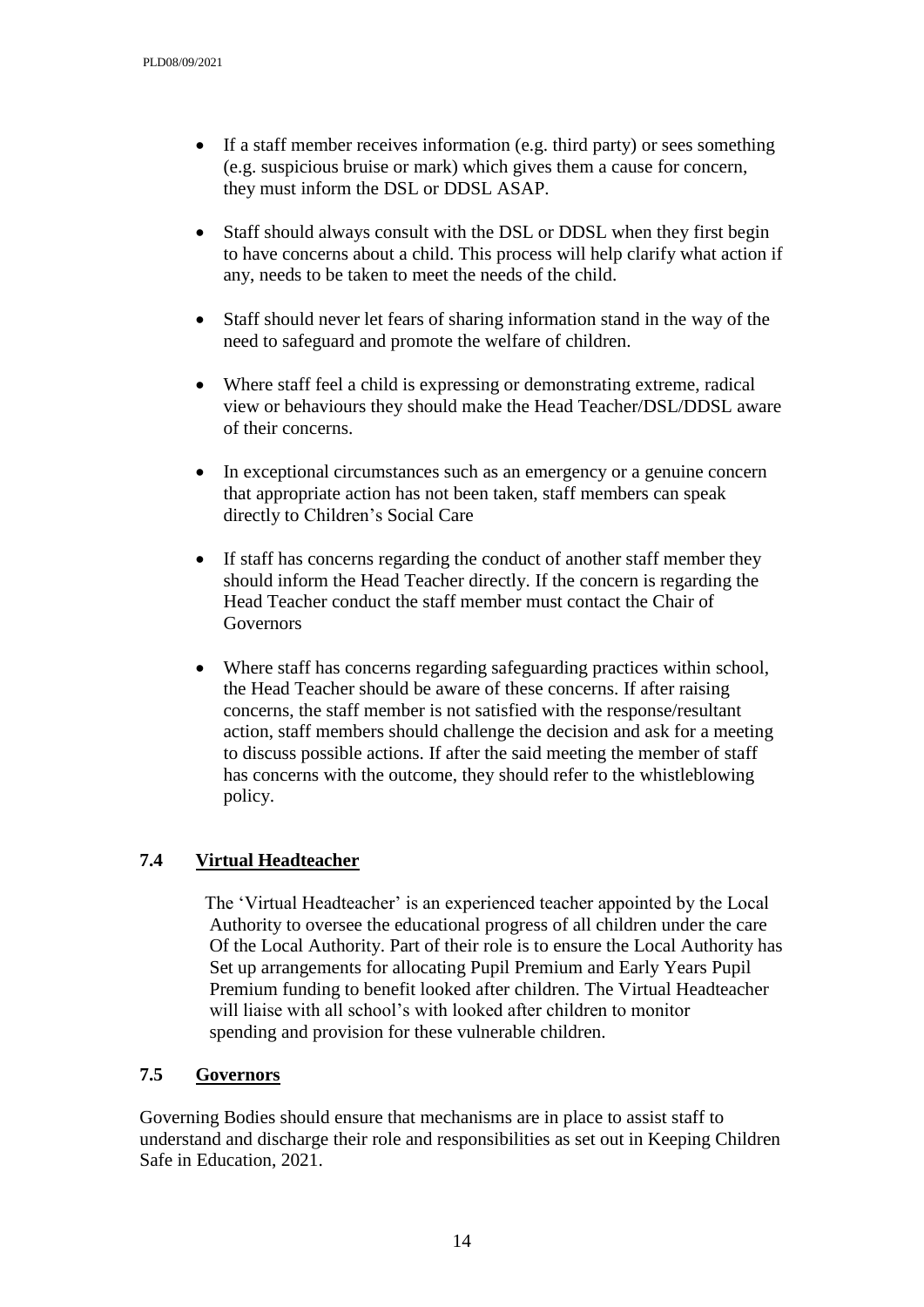- If a staff member receives information (e.g. third party) or sees something (e.g. suspicious bruise or mark) which gives them a cause for concern, they must inform the DSL or DDSL ASAP.

- Staff should always consult with the DSL or DDSL when they first begin to have concerns about a child. This process will help clarify what action if any, needs to be taken to meet the needs of the child.

- Staff should never let fears of sharing information stand in the way of the need to safeguard and promote the welfare of children.

- Where staff feel a child is expressing or demonstrating extreme, radical view or behaviours they should make the Head Teacher/DSL/DDSL aware of their concerns.

- In exceptional circumstances such as an emergency or a genuine concern that appropriate action has not been taken, staff members can speak directly to Children's Social Care

- If staff has concerns regarding the conduct of another staff member they should inform the Head Teacher directly. If the concern is regarding the Head Teacher conduct the staff member must contact the Chair of Governors

- Where staff has concerns regarding safeguarding practices within school, the Head Teacher should be aware of these concerns. If after raising concerns, the staff member is not satisfied with the response/resultant action, staff members should challenge the decision and ask for a meeting to discuss possible actions. If after the said meeting the member of staff has concerns with the outcome, they should refer to the whistleblowing policy.

## 7.4 Virtual Headteacher

The 'Virtual Headteacher' is an experienced teacher appointed by the Local Authority to oversee the educational progress of all children under the care Of the Local Authority. Part of their role is to ensure the Local Authority has Set up arrangements for allocating Pupil Premium and Early Years Pupil Premium funding to benefit looked after children. The Virtual Headteacher will liaise with all school's with looked after children to monitor spending and provision for these vulnerable children.

## 7.5 Governors

Governing Bodies should ensure that mechanisms are in place to assist staff to understand and discharge their role and responsibilities as set out in Keeping Children Safe in Education, 2021.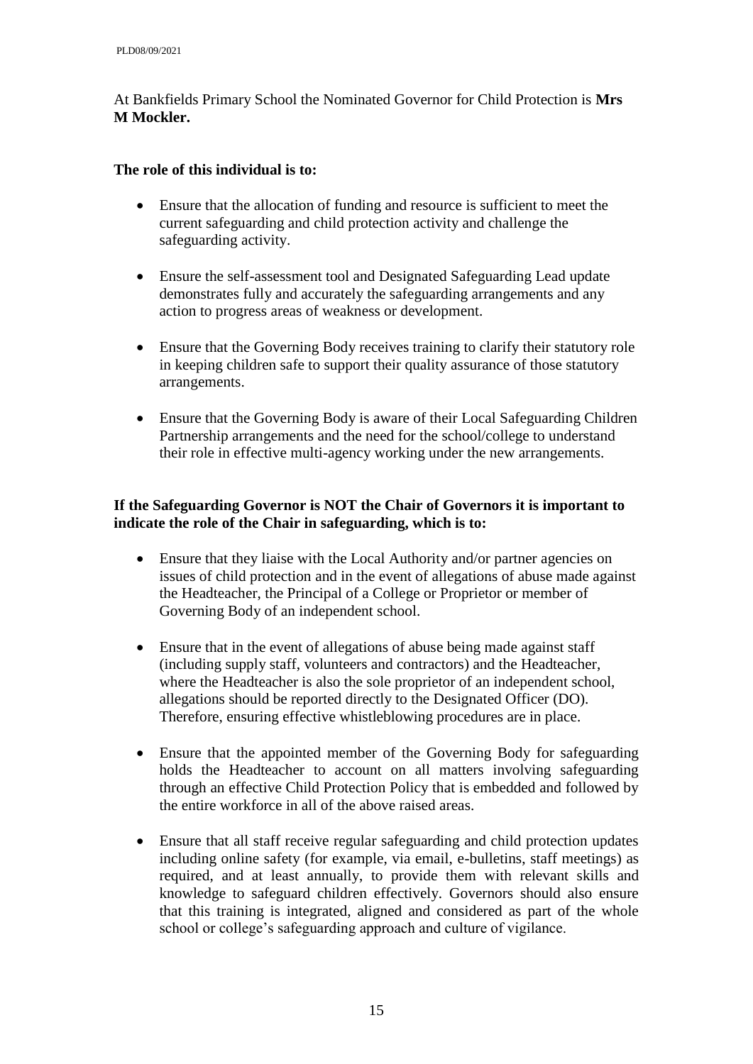At Bankfields Primary School the Nominated Governor for Child Protection is **Mrs M Mockler.**

**The role of this individual is to:**

- Ensure that the allocation of funding and resource is sufficient to meet the current safeguarding and child protection activity and challenge the safeguarding activity.
- Ensure the self-assessment tool and Designated Safeguarding Lead update demonstrates fully and accurately the safeguarding arrangements and any action to progress areas of weakness or development.
- Ensure that the Governing Body receives training to clarify their statutory role in keeping children safe to support their quality assurance of those statutory arrangements.
- Ensure that the Governing Body is aware of their Local Safeguarding Children Partnership arrangements and the need for the school/college to understand their role in effective multi-agency working under the new arrangements.

**If the Safeguarding Governor is NOT the Chair of Governors it is important to indicate the role of the Chair in safeguarding, which is to:**

- Ensure that they liaise with the Local Authority and/or partner agencies on issues of child protection and in the event of allegations of abuse made against the Headteacher, the Principal of a College or Proprietor or member of Governing Body of an independent school.
- Ensure that in the event of allegations of abuse being made against staff (including supply staff, volunteers and contractors) and the Headteacher, where the Headteacher is also the sole proprietor of an independent school, allegations should be reported directly to the Designated Officer (DO). Therefore, ensuring effective whistleblowing procedures are in place.
- Ensure that the appointed member of the Governing Body for safeguarding holds the Headteacher to account on all matters involving safeguarding through an effective Child Protection Policy that is embedded and followed by the entire workforce in all of the above raised areas.
- Ensure that all staff receive regular safeguarding and child protection updates including online safety (for example, via email, e-bulletins, staff meetings) as required, and at least annually, to provide them with relevant skills and knowledge to safeguard children effectively. Governors should also ensure that this training is integrated, aligned and considered as part of the whole school or college's safeguarding approach and culture of vigilance.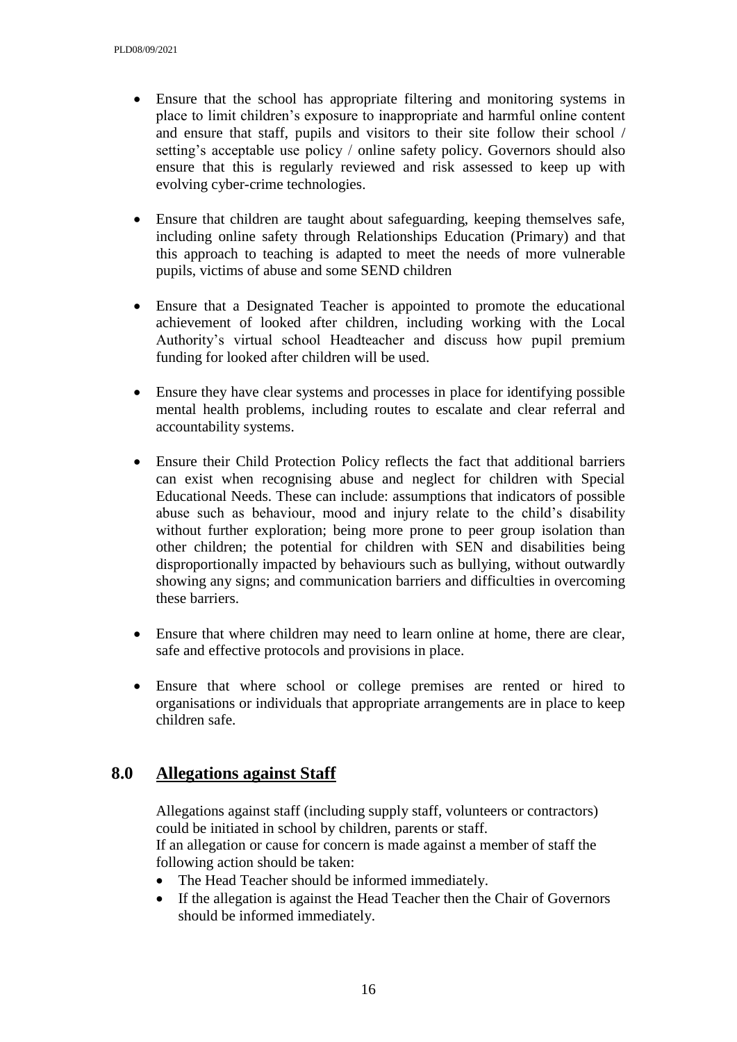- Ensure that the school has appropriate filtering and monitoring systems in place to limit children's exposure to inappropriate and harmful online content and ensure that staff, pupils and visitors to their site follow their school / setting's acceptable use policy / online safety policy. Governors should also ensure that this is regularly reviewed and risk assessed to keep up with evolving cyber-crime technologies.

- Ensure that children are taught about safeguarding, keeping themselves safe, including online safety through Relationships Education (Primary) and that this approach to teaching is adapted to meet the needs of more vulnerable pupils, victims of abuse and some SEND children

- Ensure that a Designated Teacher is appointed to promote the educational achievement of looked after children, including working with the Local Authority's virtual school Headteacher and discuss how pupil premium funding for looked after children will be used.

- Ensure they have clear systems and processes in place for identifying possible mental health problems, including routes to escalate and clear referral and accountability systems.

- Ensure their Child Protection Policy reflects the fact that additional barriers can exist when recognising abuse and neglect for children with Special Educational Needs. These can include: assumptions that indicators of possible abuse such as behaviour, mood and injury relate to the child's disability without further exploration; being more prone to peer group isolation than other children; the potential for children with SEN and disabilities being disproportionally impacted by behaviours such as bullying, without outwardly showing any signs; and communication barriers and difficulties in overcoming these barriers.

- Ensure that where children may need to learn online at home, there are clear, safe and effective protocols and provisions in place.

- Ensure that where school or college premises are rented or hired to organisations or individuals that appropriate arrangements are in place to keep children safe.

## 8.0 Allegations against Staff

Allegations against staff (including supply staff, volunteers or contractors) could be initiated in school by children, parents or staff.
If an allegation or cause for concern is made against a member of staff the following action should be taken:

- The Head Teacher should be informed immediately.
- If the allegation is against the Head Teacher then the Chair of Governors should be informed immediately.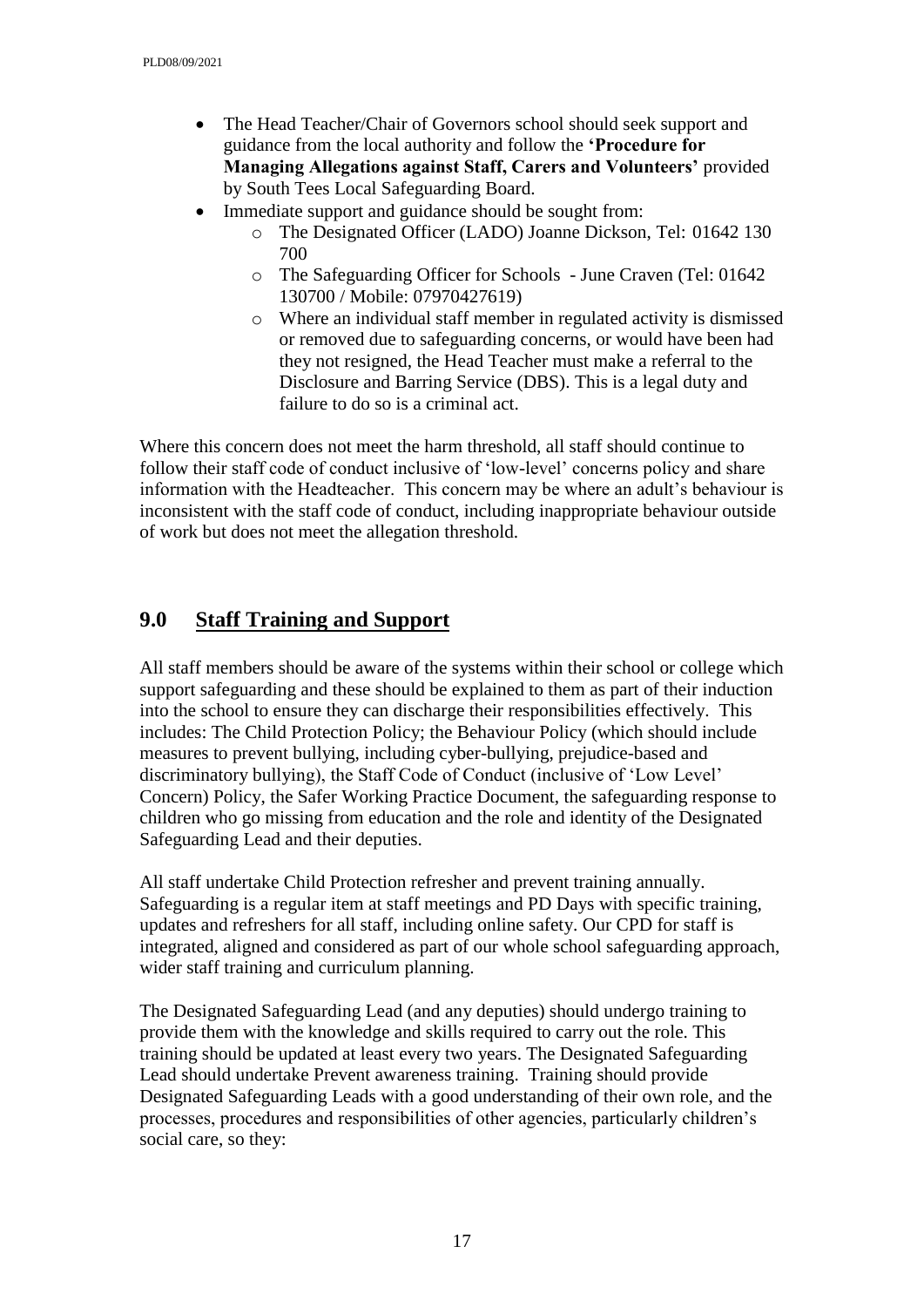- The Head Teacher/Chair of Governors school should seek support and guidance from the local authority and follow the **'Procedure for Managing Allegations against Staff, Carers and Volunteers'** provided by South Tees Local Safeguarding Board.
- Immediate support and guidance should be sought from:
  - The Designated Officer (LADO) Joanne Dickson, Tel: 01642 130 700
  - The Safeguarding Officer for Schools - June Craven (Tel: 01642 130700 / Mobile: 07970427619)
  - Where an individual staff member in regulated activity is dismissed or removed due to safeguarding concerns, or would have been had they not resigned, the Head Teacher must make a referral to the Disclosure and Barring Service (DBS). This is a legal duty and failure to do so is a criminal act.

Where this concern does not meet the harm threshold, all staff should continue to follow their staff code of conduct inclusive of 'low-level' concerns policy and share information with the Headteacher. This concern may be where an adult's behaviour is inconsistent with the staff code of conduct, including inappropriate behaviour outside of work but does not meet the allegation threshold.

## 9.0 Staff Training and Support

All staff members should be aware of the systems within their school or college which support safeguarding and these should be explained to them as part of their induction into the school to ensure they can discharge their responsibilities effectively. This includes: The Child Protection Policy; the Behaviour Policy (which should include measures to prevent bullying, including cyber-bullying, prejudice-based and discriminatory bullying), the Staff Code of Conduct (inclusive of 'Low Level' Concern) Policy, the Safer Working Practice Document, the safeguarding response to children who go missing from education and the role and identity of the Designated Safeguarding Lead and their deputies.

All staff undertake Child Protection refresher and prevent training annually. Safeguarding is a regular item at staff meetings and PD Days with specific training, updates and refreshers for all staff, including online safety. Our CPD for staff is integrated, aligned and considered as part of our whole school safeguarding approach, wider staff training and curriculum planning.

The Designated Safeguarding Lead (and any deputies) should undergo training to provide them with the knowledge and skills required to carry out the role. This training should be updated at least every two years. The Designated Safeguarding Lead should undertake Prevent awareness training. Training should provide Designated Safeguarding Leads with a good understanding of their own role, and the processes, procedures and responsibilities of other agencies, particularly children's social care, so they: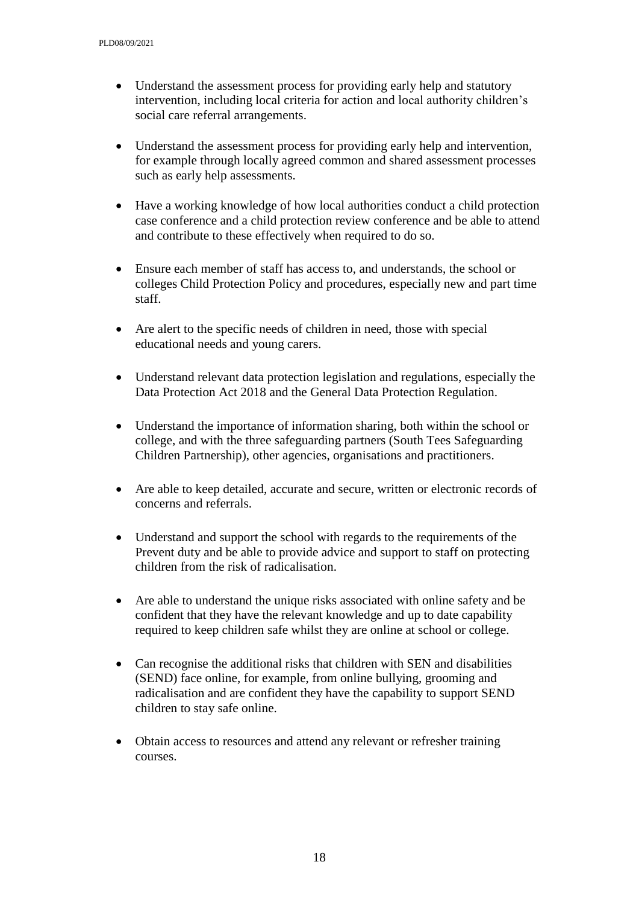- Understand the assessment process for providing early help and statutory intervention, including local criteria for action and local authority children's social care referral arrangements.

- Understand the assessment process for providing early help and intervention, for example through locally agreed common and shared assessment processes such as early help assessments.

- Have a working knowledge of how local authorities conduct a child protection case conference and a child protection review conference and be able to attend and contribute to these effectively when required to do so.

- Ensure each member of staff has access to, and understands, the school or colleges Child Protection Policy and procedures, especially new and part time staff.

- Are alert to the specific needs of children in need, those with special educational needs and young carers.

- Understand relevant data protection legislation and regulations, especially the Data Protection Act 2018 and the General Data Protection Regulation.

- Understand the importance of information sharing, both within the school or college, and with the three safeguarding partners (South Tees Safeguarding Children Partnership), other agencies, organisations and practitioners.

- Are able to keep detailed, accurate and secure, written or electronic records of concerns and referrals.

- Understand and support the school with regards to the requirements of the Prevent duty and be able to provide advice and support to staff on protecting children from the risk of radicalisation.

- Are able to understand the unique risks associated with online safety and be confident that they have the relevant knowledge and up to date capability required to keep children safe whilst they are online at school or college.

- Can recognise the additional risks that children with SEN and disabilities (SEND) face online, for example, from online bullying, grooming and radicalisation and are confident they have the capability to support SEND children to stay safe online.

- Obtain access to resources and attend any relevant or refresher training courses.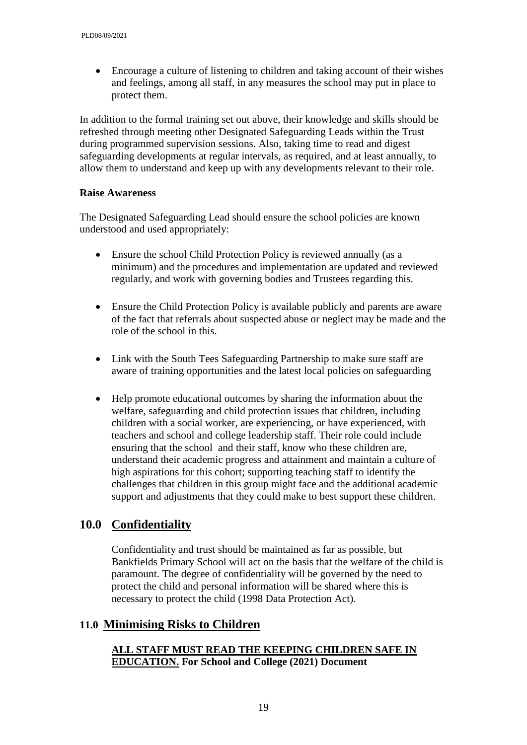- Encourage a culture of listening to children and taking account of their wishes and feelings, among all staff, in any measures the school may put in place to protect them.

In addition to the formal training set out above, their knowledge and skills should be refreshed through meeting other Designated Safeguarding Leads within the Trust during programmed supervision sessions. Also, taking time to read and digest safeguarding developments at regular intervals, as required, and at least annually, to allow them to understand and keep up with any developments relevant to their role.

**Raise Awareness**

The Designated Safeguarding Lead should ensure the school policies are known understood and used appropriately:

- Ensure the school Child Protection Policy is reviewed annually (as a minimum) and the procedures and implementation are updated and reviewed regularly, and work with governing bodies and Trustees regarding this.

- Ensure the Child Protection Policy is available publicly and parents are aware of the fact that referrals about suspected abuse or neglect may be made and the role of the school in this.

- Link with the South Tees Safeguarding Partnership to make sure staff are aware of training opportunities and the latest local policies on safeguarding

- Help promote educational outcomes by sharing the information about the welfare, safeguarding and child protection issues that children, including children with a social worker, are experiencing, or have experienced, with teachers and school and college leadership staff. Their role could include ensuring that the school and their staff, know who these children are, understand their academic progress and attainment and maintain a culture of high aspirations for this cohort; supporting teaching staff to identify the challenges that children in this group might face and the additional academic support and adjustments that they could make to best support these children.

## 10.0 Confidentiality

Confidentiality and trust should be maintained as far as possible, but Bankfields Primary School will act on the basis that the welfare of the child is paramount. The degree of confidentiality will be governed by the need to protect the child and personal information will be shared where this is necessary to protect the child (1998 Data Protection Act).

## 11.0 Minimising Risks to Children

**ALL STAFF MUST READ THE KEEPING CHILDREN SAFE IN EDUCATION. For School and College (2021) Document**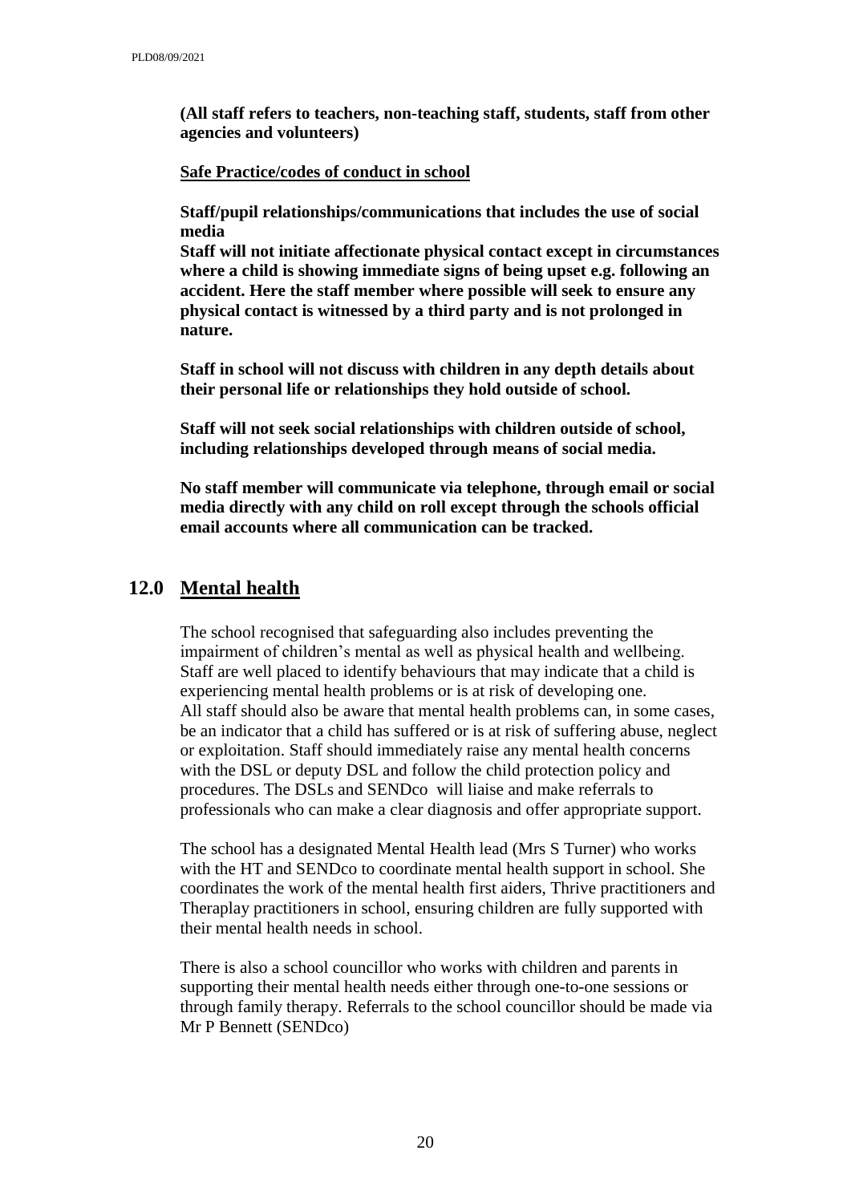**(All staff refers to teachers, non-teaching staff, students, staff from other agencies and volunteers)**

**Safe Practice/codes of conduct in school**

**Staff/pupil relationships/communications that includes the use of social media**
**Staff will not initiate affectionate physical contact except in circumstances where a child is showing immediate signs of being upset e.g. following an accident. Here the staff member where possible will seek to ensure any physical contact is witnessed by a third party and is not prolonged in nature.**

**Staff in school will not discuss with children in any depth details about their personal life or relationships they hold outside of school.**

**Staff will not seek social relationships with children outside of school, including relationships developed through means of social media.**

**No staff member will communicate via telephone, through email or social media directly with any child on roll except through the schools official email accounts where all communication can be tracked.**

## 12.0 Mental health

The school recognised that safeguarding also includes preventing the impairment of children's mental as well as physical health and wellbeing. Staff are well placed to identify behaviours that may indicate that a child is experiencing mental health problems or is at risk of developing one. All staff should also be aware that mental health problems can, in some cases, be an indicator that a child has suffered or is at risk of suffering abuse, neglect or exploitation. Staff should immediately raise any mental health concerns with the DSL or deputy DSL and follow the child protection policy and procedures. The DSLs and SENDco will liaise and make referrals to professionals who can make a clear diagnosis and offer appropriate support.

The school has a designated Mental Health lead (Mrs S Turner) who works with the HT and SENDco to coordinate mental health support in school. She coordinates the work of the mental health first aiders, Thrive practitioners and Theraplay practitioners in school, ensuring children are fully supported with their mental health needs in school.

There is also a school councillor who works with children and parents in supporting their mental health needs either through one-to-one sessions or through family therapy. Referrals to the school councillor should be made via Mr P Bennett (SENDco)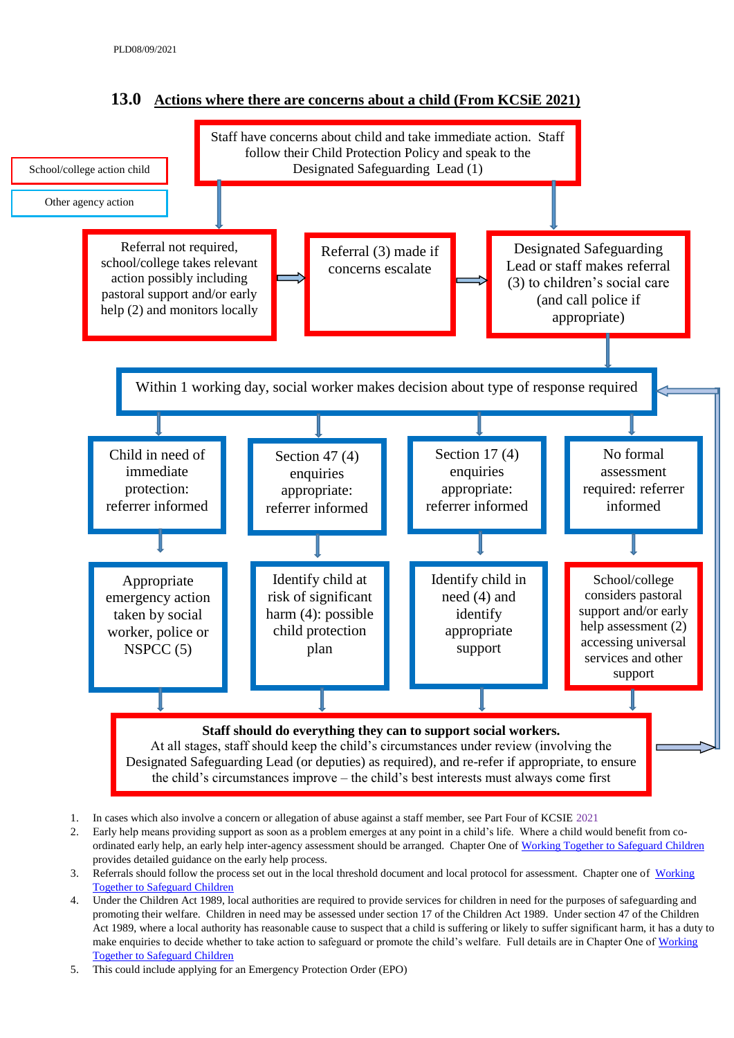PLD08/09/2021

## 13.0 Actions where there are concerns about a child (From KCSiE 2021)

School/college action child

Other agency action

Staff have concerns about child and take immediate action. Staff follow their Child Protection Policy and speak to the Designated Safeguarding Lead (1)

Referral not required, school/college takes relevant action possibly including pastoral support and/or early help (2) and monitors locally

Referral (3) made if concerns escalate

Designated Safeguarding Lead or staff makes referral (3) to children's social care (and call police if appropriate)

Within 1 working day, social worker makes decision about type of response required

Child in need of immediate protection: referrer informed

Section 47 (4) enquiries appropriate: referrer informed

Section 17 (4) enquiries appropriate: referrer informed

No formal assessment required: referrer informed

Appropriate emergency action taken by social worker, police or NSPCC (5)

Identify child at risk of significant harm (4): possible child protection plan

Identify child in need (4) and identify appropriate support

School/college considers pastoral support and/or early help assessment (2) accessing universal services and other support

**Staff should do everything they can to support social workers.**
At all stages, staff should keep the child's circumstances under review (involving the Designated Safeguarding Lead (or deputies) as required), and re-refer if appropriate, to ensure the child's circumstances improve – the child's best interests must always come first

1. In cases which also involve a concern or allegation of abuse against a staff member, see Part Four of KCSIE 2021
2. Early help means providing support as soon as a problem emerges at any point in a child's life. Where a child would benefit from co-ordinated early help, an early help inter-agency assessment should be arranged. Chapter One of Working Together to Safeguard Children provides detailed guidance on the early help process.
3. Referrals should follow the process set out in the local threshold document and local protocol for assessment. Chapter one of Working Together to Safeguard Children
4. Under the Children Act 1989, local authorities are required to provide services for children in need for the purposes of safeguarding and promoting their welfare. Children in need may be assessed under section 17 of the Children Act 1989. Under section 47 of the Children Act 1989, where a local authority has reasonable cause to suspect that a child is suffering or likely to suffer significant harm, it has a duty to make enquiries to decide whether to take action to safeguard or promote the child's welfare. Full details are in Chapter One of Working Together to Safeguard Children
5. This could include applying for an Emergency Protection Order (EPO)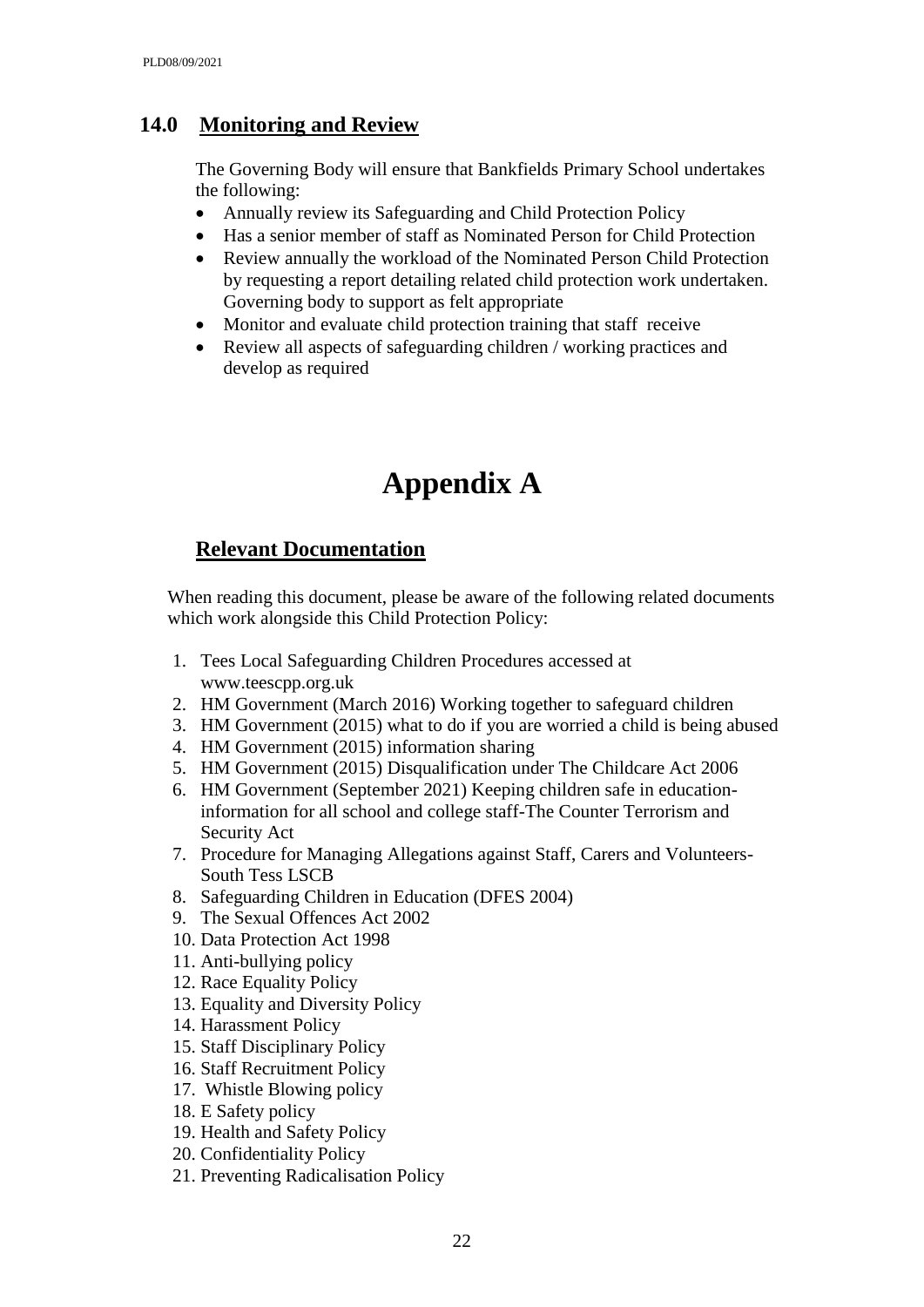## 14.0 Monitoring and Review

The Governing Body will ensure that Bankfields Primary School undertakes the following:

- Annually review its Safeguarding and Child Protection Policy
- Has a senior member of staff as Nominated Person for Child Protection
- Review annually the workload of the Nominated Person Child Protection by requesting a report detailing related child protection work undertaken. Governing body to support as felt appropriate
- Monitor and evaluate child protection training that staff receive
- Review all aspects of safeguarding children / working practices and develop as required

# Appendix A

## Relevant Documentation

When reading this document, please be aware of the following related documents which work alongside this Child Protection Policy:

1. Tees Local Safeguarding Children Procedures accessed at www.teescpp.org.uk
2. HM Government (March 2016) Working together to safeguard children
3. HM Government (2015) what to do if you are worried a child is being abused
4. HM Government (2015) information sharing
5. HM Government (2015) Disqualification under The Childcare Act 2006
6. HM Government (September 2021) Keeping children safe in education-information for all school and college staff-The Counter Terrorism and Security Act
7. Procedure for Managing Allegations against Staff, Carers and Volunteers-South Tess LSCB
8. Safeguarding Children in Education (DFES 2004)
9. The Sexual Offences Act 2002
10. Data Protection Act 1998
11. Anti-bullying policy
12. Race Equality Policy
13. Equality and Diversity Policy
14. Harassment Policy
15. Staff Disciplinary Policy
16. Staff Recruitment Policy
17. Whistle Blowing policy
18. E Safety policy
19. Health and Safety Policy
20. Confidentiality Policy
21. Preventing Radicalisation Policy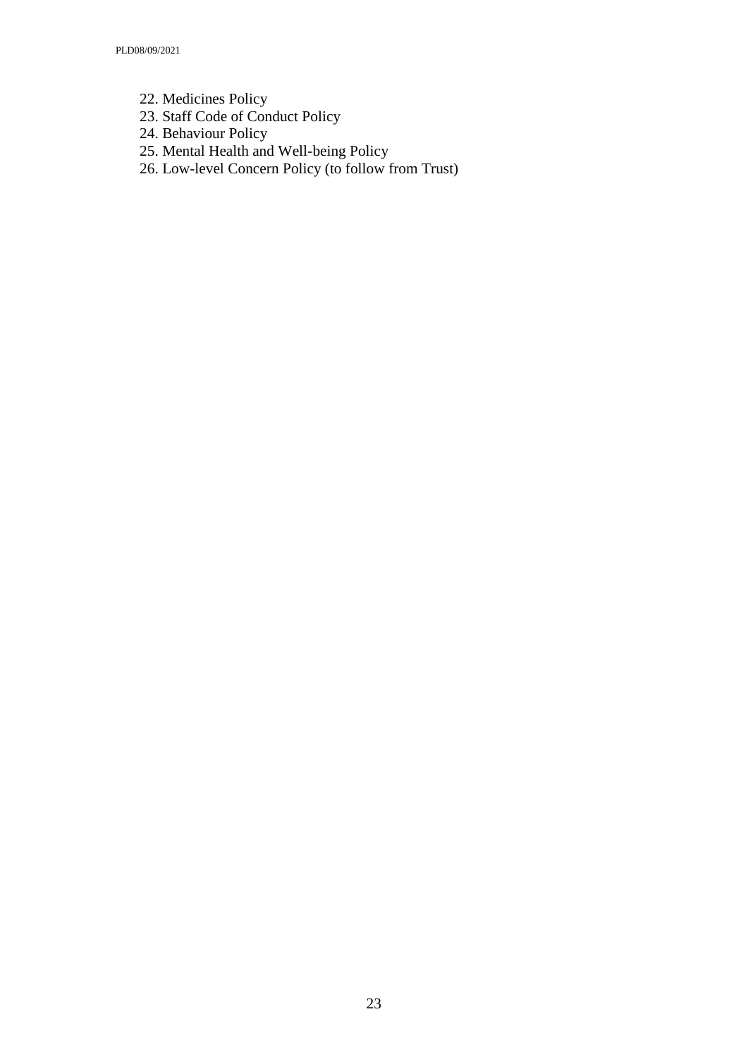22. Medicines Policy
23. Staff Code of Conduct Policy
24. Behaviour Policy
25. Mental Health and Well-being Policy
26. Low-level Concern Policy (to follow from Trust)